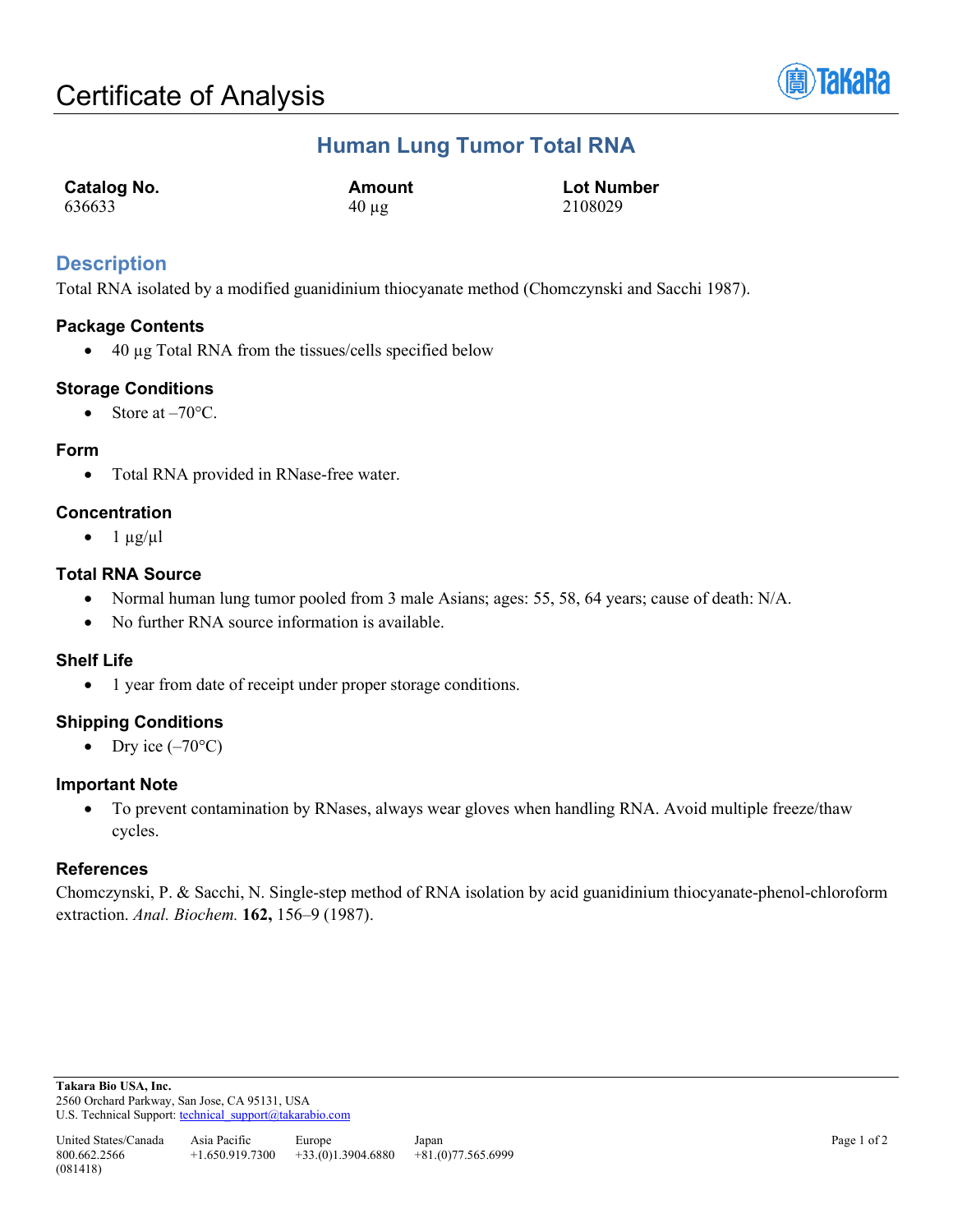# Certificate of Analysis

## Human Lung Tumor Total RNA

| Catalog No. | Amount | Lot Number |
|---|---|---|
| 636633 | 40 µg | 2108029 |

## Description

Total RNA isolated by a modified guanidinium thiocyanate method (Chomczynski and Sacchi 1987).

### Package Contents

- 40 µg Total RNA from the tissues/cells specified below

### Storage Conditions

- Store at –70°C.

### Form

- Total RNA provided in RNase-free water.

### Concentration

- 1 µg/µl

### Total RNA Source

- Normal human lung tumor pooled from 3 male Asians; ages: 55, 58, 64 years; cause of death: N/A.
- No further RNA source information is available.

### Shelf Life

- 1 year from date of receipt under proper storage conditions.

### Shipping Conditions

- Dry ice (–70°C)

### Important Note

- To prevent contamination by RNases, always wear gloves when handling RNA. Avoid multiple freeze/thaw cycles.

### References

Chomczynski, P. & Sacchi, N. Single-step method of RNA isolation by acid guanidinium thiocyanate-phenol-chloroform extraction. *Anal. Biochem.* **162,** 156–9 (1987).

**Takara Bio USA, Inc.**
2560 Orchard Parkway, San Jose, CA 95131, USA
U.S. Technical Support: technical_support@takarabio.com

| United States/Canada | Asia Pacific | Europe | Japan |
|---|---|---|---|
| 800.662.2566 | +1.650.919.7300 | +33.(0)1.3904.6880 | +81.(0)77.565.6999 |

(081418)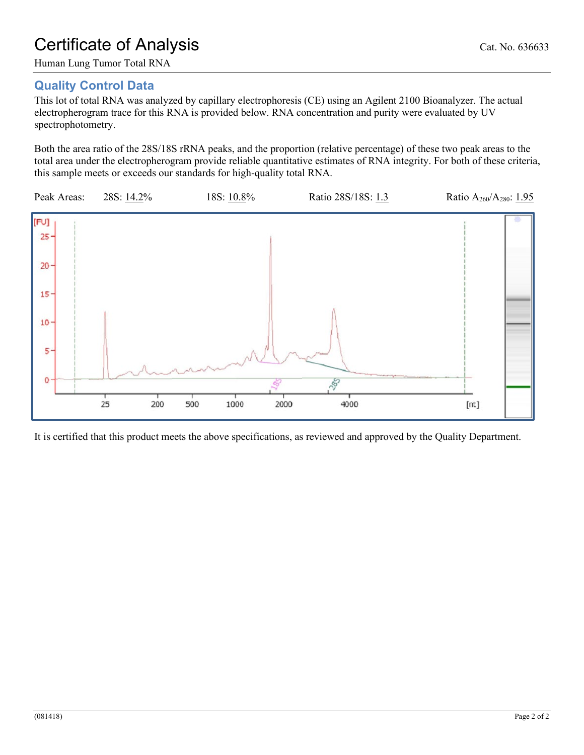# Certificate of Analysis

Cat. No. 636633

Human Lung Tumor Total RNA

## Quality Control Data

This lot of total RNA was analyzed by capillary electrophoresis (CE) using an Agilent 2100 Bioanalyzer. The actual electropherogram trace for this RNA is provided below. RNA concentration and purity were evaluated by UV spectrophotometry.

Both the area ratio of the 28S/18S rRNA peaks, and the proportion (relative percentage) of these two peak areas to the total area under the electropherogram provide reliable quantitative estimates of RNA integrity. For both of these criteria, this sample meets or exceeds our standards for high-quality total RNA.

Peak Areas: 28S: 14.2% 18S: 10.8% Ratio 28S/18S: 1.3 Ratio $A_{260}/A_{280}$: 1.95

It is certified that this product meets the above specifications, as reviewed and approved by the Quality Department.

(081418)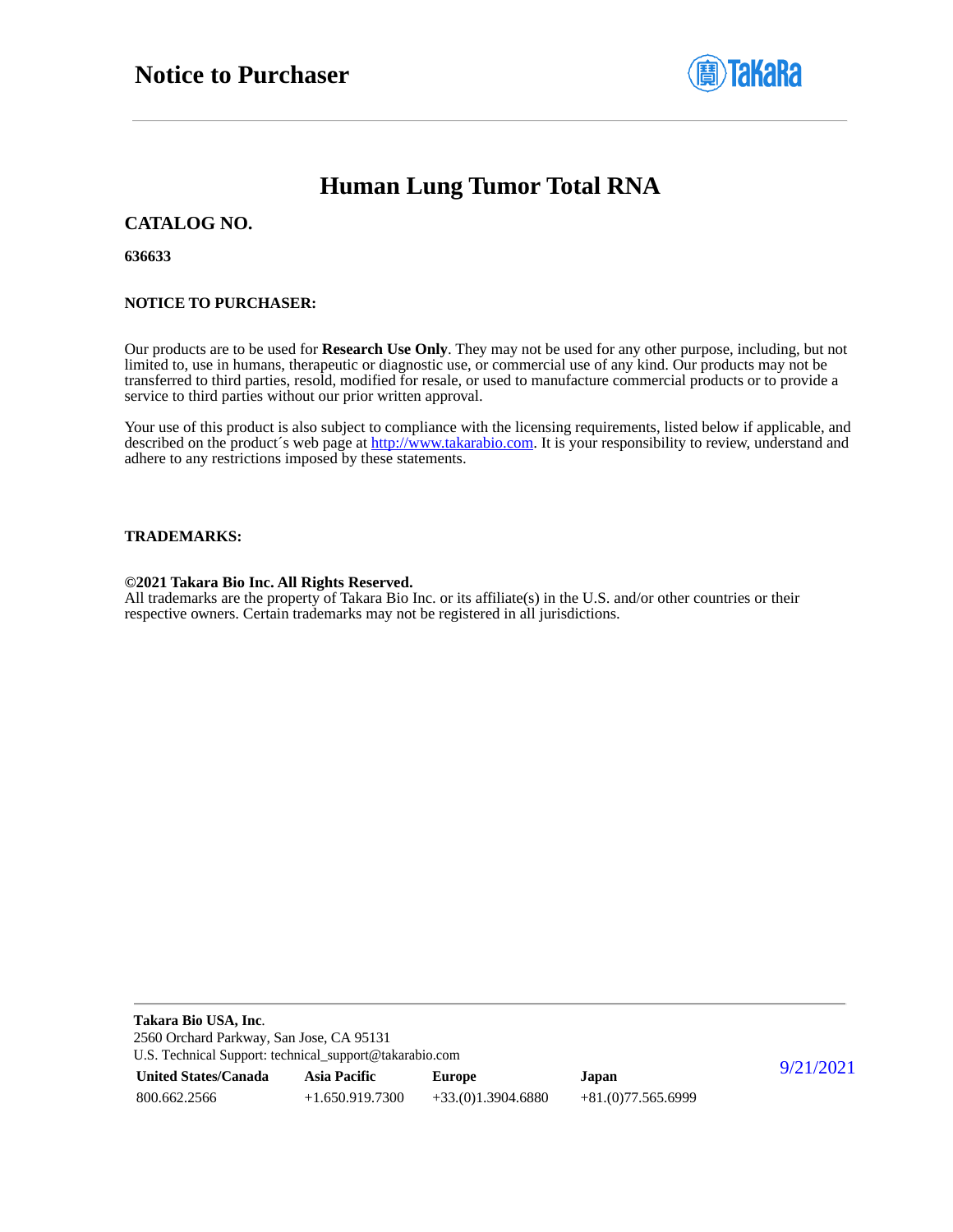# Notice to Purchaser

## Human Lung Tumor Total RNA

### CATALOG NO.

**636633**

**NOTICE TO PURCHASER:**

Our products are to be used for **Research Use Only**. They may not be used for any other purpose, including, but not limited to, use in humans, therapeutic or diagnostic use, or commercial use of any kind. Our products may not be transferred to third parties, resold, modified for resale, or used to manufacture commercial products or to provide a service to third parties without our prior written approval.

Your use of this product is also subject to compliance with the licensing requirements, listed below if applicable, and described on the product´s web page at http://www.takarabio.com. It is your responsibility to review, understand and adhere to any restrictions imposed by these statements.

**TRADEMARKS:**

**©2021 Takara Bio Inc. All Rights Reserved.**
All trademarks are the property of Takara Bio Inc. or its affiliate(s) in the U.S. and/or other countries or their respective owners. Certain trademarks may not be registered in all jurisdictions.

**Takara Bio USA, Inc**.
2560 Orchard Parkway, San Jose, CA 95131
U.S. Technical Support: technical_support@takarabio.com

| United States/Canada | Asia Pacific | Europe | Japan |
| --- | --- | --- | --- |
| 800.662.2566 | +1.650.919.7300 | +33.(0)1.3904.6880 | +81.(0)77.565.6999 |

9/21/2021